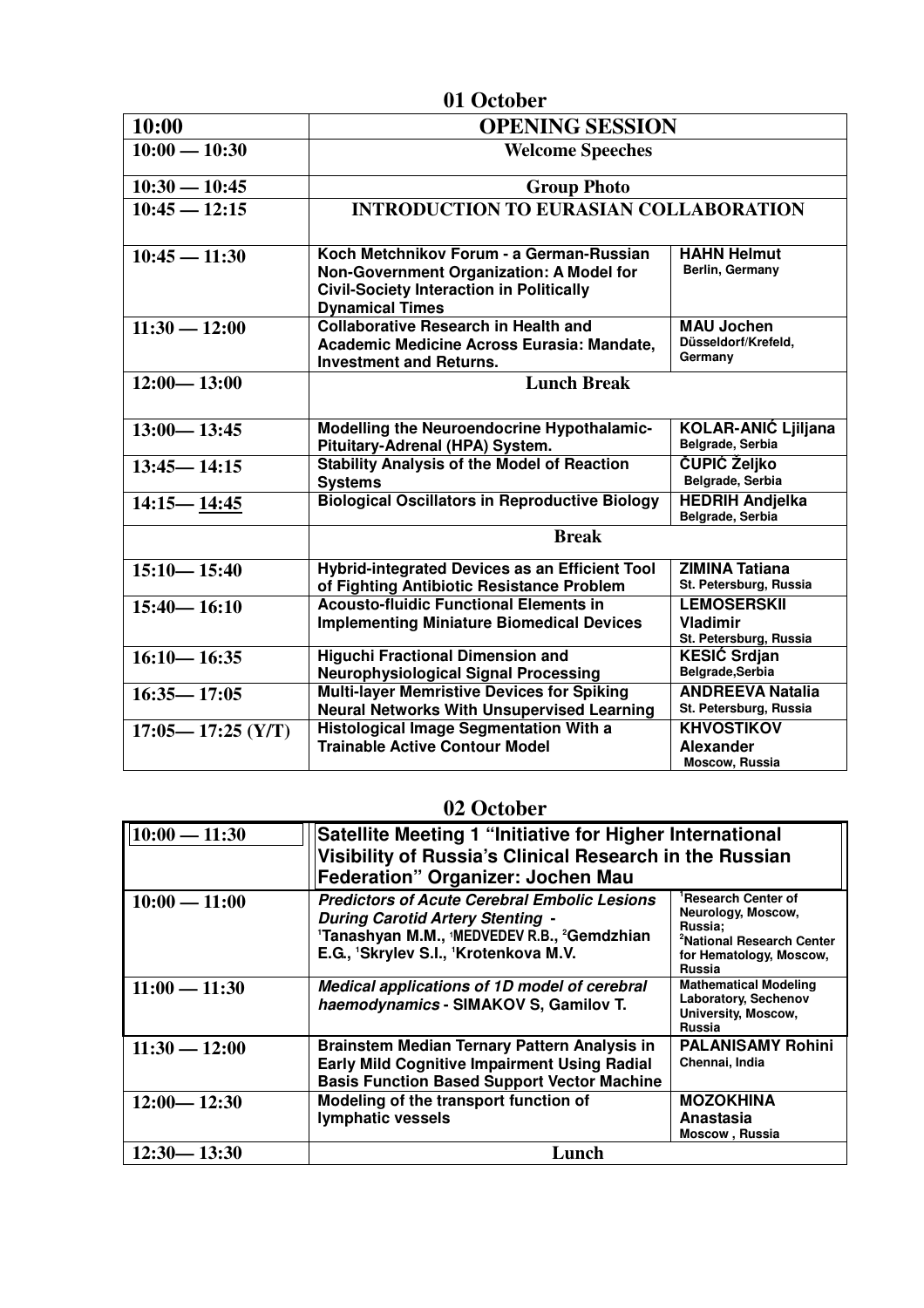## 01 October

| 10:00 | OPENING SESSION | |
|---|---|---|
| 10:00 — 10:30 | Welcome Speeches | |
| 10:30 — 10:45 | Group Photo | |
| 10:45 — 12:15 | INTRODUCTION TO EURASIAN COLLABORATION | |
| 10:45 — 11:30 | **Koch Metchnikov Forum - a German-Russian Non-Government Organization: A Model for Civil-Society Interaction in Politically Dynamical Times** | **HAHN Helmut** Berlin, Germany |
| 11:30 — 12:00 | **Collaborative Research in Health and Academic Medicine Across Eurasia: Mandate, Investment and Returns.** | **MAU Jochen** Düsseldorf/Krefeld, Germany |
| 12:00— 13:00 | Lunch Break | |
| 13:00— 13:45 | **Modelling the Neuroendocrine Hypothalamic-Pituitary-Adrenal (HPA) System.** | **KOLAR-ANIĆ Ljiljana** Belgrade, Serbia |
| 13:45— 14:15 | **Stability Analysis of the Model of Reaction Systems** | **ČUPIĆ Željko** Belgrade, Serbia |
| 14:15— 14:45 | **Biological Oscillators in Reproductive Biology** | **HEDRIH Andjelka** Belgrade, Serbia |
| | Break | |
| 15:10— 15:40 | **Hybrid-integrated Devices as an Efficient Tool of Fighting Antibiotic Resistance Problem** | **ZIMINA Tatiana** St. Petersburg, Russia |
| 15:40— 16:10 | **Acousto-fluidic Functional Elements in Implementing Miniature Biomedical Devices** | **LEMOSERSKII Vladimir** St. Petersburg, Russia |
| 16:10— 16:35 | **Higuchi Fractional Dimension and Neurophysiological Signal Processing** | **KESIĆ Srdjan** Belgrade,Serbia |
| 16:35— 17:05 | **Multi-layer Memristive Devices for Spiking Neural Networks With Unsupervised Learning** | **ANDREEVA Natalia** St. Petersburg, Russia |
| 17:05— 17:25 (Y/T) | **Histological Image Segmentation With a Trainable Active Contour Model** | **KHVOSTIKOV Alexander** Moscow, Russia |

## 02 October

| 10:00 — 11:30 | **Satellite Meeting 1 "Initiative for Higher International Visibility of Russia's Clinical Research in the Russian Federation" Organizer: Jochen Mau** | |
|---|---|---|
| 10:00 — 11:00 | ***Predictors of Acute Cerebral Embolic Lesions During Carotid Artery Stenting*** - [1]Tanashyan M.M., [1]MEDVEDEV R.B., [2]Gemdzhian E.G., [1]Skrylev S.I., [1]Krotenkova M.V. | [1]Research Center of Neurology, Moscow, Russia; [2]National Research Center for Hematology, Moscow, Russia |
| 11:00 — 11:30 | ***Medical applications of 1D model of cerebral haemodynamics*** - SIMAKOV S, Gamilov T. | Mathematical Modeling Laboratory, Sechenov University, Moscow, Russia |
| 11:30 — 12:00 | **Brainstem Median Ternary Pattern Analysis in Early Mild Cognitive Impairment Using Radial Basis Function Based Support Vector Machine** | **PALANISAMY Rohini** Chennai, India |
| 12:00— 12:30 | **Modeling of the transport function of lymphatic vessels** | **MOZOKHINA Anastasia** Moscow , Russia |
| 12:30— 13:30 | Lunch | |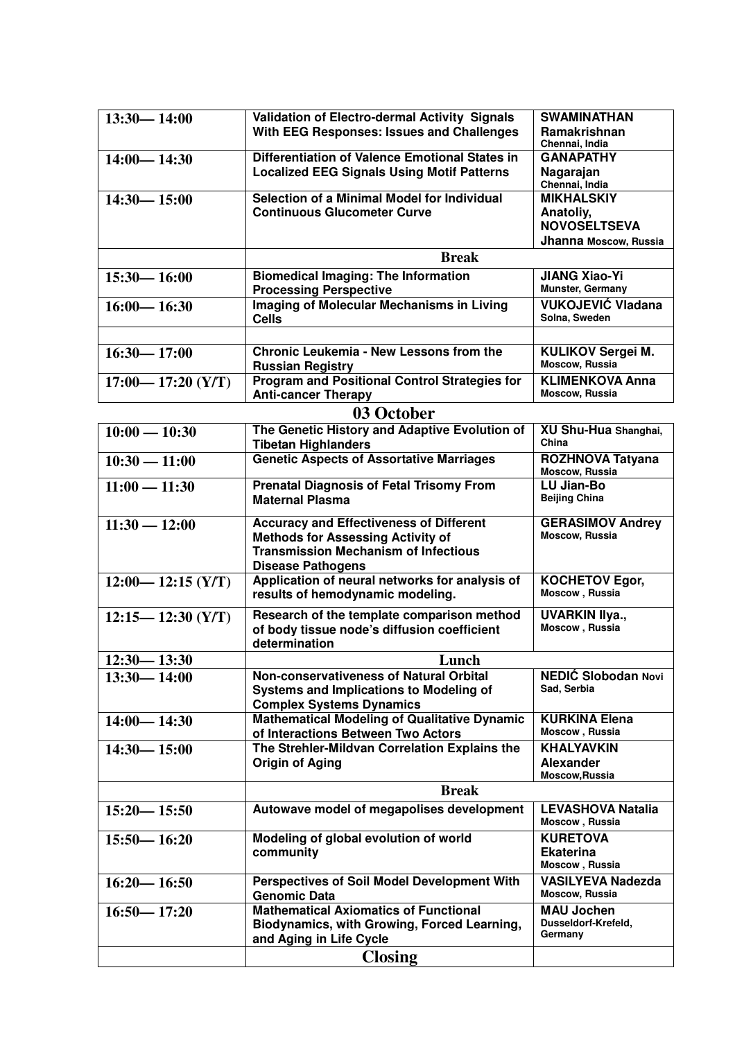| | | |
|---|---|---|
| 13:30— 14:00 | **Validation of Electro-dermal Activity Signals With EEG Responses: Issues and Challenges** | **SWAMINATHAN Ramakrishnan** Chennai, India |
| 14:00— 14:30 | **Differentiation of Valence Emotional States in Localized EEG Signals Using Motif Patterns** | **GANAPATHY Nagarajan** Chennai, India |
| 14:30— 15:00 | **Selection of a Minimal Model for Individual Continuous Glucometer Curve** | **MIKHALSKIY Anatoliy, NOVOSELTSEVA Jhanna** Moscow, Russia |
| | **Break** | |
| 15:30— 16:00 | **Biomedical Imaging: The Information Processing Perspective** | **JIANG Xiao-Yi** Munster, Germany |
| 16:00— 16:30 | **Imaging of Molecular Mechanisms in Living Cells** | **VUKOJEVIĆ Vladana** Solna, Sweden |
| | | |
| 16:30— 17:00 | **Chronic Leukemia - New Lessons from the Russian Registry** | **KULIKOV Sergei M.** Moscow, Russia |
| 17:00— 17:20 (Y/T) | **Program and Positional Control Strategies for Anti-cancer Therapy** | **KLIMENKOVA Anna** Moscow, Russia |

## 03 October

| | | |
|---|---|---|
| 10:00 — 10:30 | **The Genetic History and Adaptive Evolution of Tibetan Highlanders** | **XU Shu-Hua** Shanghai, China |
| 10:30 — 11:00 | **Genetic Aspects of Assortative Marriages** | **ROZHNOVA Tatyana** Moscow, Russia |
| 11:00 — 11:30 | **Prenatal Diagnosis of Fetal Trisomy From Maternal Plasma** | **LU Jian-Bo** Beijing China |
| 11:30 — 12:00 | **Accuracy and Effectiveness of Different Methods for Assessing Activity of Transmission Mechanism of Infectious Disease Pathogens** | **GERASIMOV Andrey** Moscow, Russia |
| 12:00— 12:15 (Y/T) | **Application of neural networks for analysis of results of hemodynamic modeling.** | **KOCHETOV Egor,** Moscow , Russia |
| 12:15— 12:30 (Y/T) | **Research of the template comparison method of body tissue node's diffusion coefficient determination** | **UVARKIN Ilya.,** Moscow , Russia |
| 12:30— 13:30 | **Lunch** | |
| 13:30— 14:00 | **Non-conservativeness of Natural Orbital Systems and Implications to Modeling of Complex Systems Dynamics** | **NEDIĆ Slobodan** Novi Sad, Serbia |
| 14:00— 14:30 | **Mathematical Modeling of Qualitative Dynamic of Interactions Between Two Actors** | **KURKINA Elena** Moscow , Russia |
| 14:30— 15:00 | **The Strehler-Mildvan Correlation Explains the Origin of Aging** | **KHALYAVKIN Alexander** Moscow,Russia |
| | **Break** | |
| 15:20— 15:50 | **Autowave model of megapolises development** | **LEVASHOVA Natalia** Moscow , Russia |
| 15:50— 16:20 | **Modeling of global evolution of world community** | **KURETOVA Ekaterina** Moscow , Russia |
| 16:20— 16:50 | **Perspectives of Soil Model Development With Genomic Data** | **VASILYEVA Nadezda** Moscow, Russia |
| 16:50— 17:20 | **Mathematical Axiomatics of Functional Biodynamics, with Growing, Forced Learning, and Aging in Life Cycle** | **MAU Jochen** Dusseldorf-Krefeld, Germany |
| | **Closing** | |